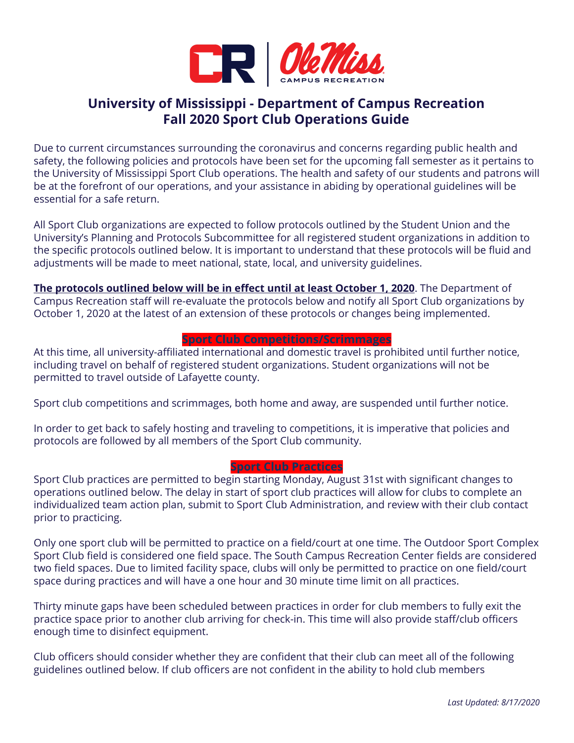# University of Mississippi - Department of Campus Recreation
# Fall 2020 Sport Club Operations Guide

Due to current circumstances surrounding the coronavirus and concerns regarding public health and safety, the following policies and protocols have been set for the upcoming fall semester as it pertains to the University of Mississippi Sport Club operations. The health and safety of our students and patrons will be at the forefront of our operations, and your assistance in abiding by operational guidelines will be essential for a safe return.

All Sport Club organizations are expected to follow protocols outlined by the Student Union and the University's Planning and Protocols Subcommittee for all registered student organizations in addition to the specific protocols outlined below. It is important to understand that these protocols will be fluid and adjustments will be made to meet national, state, local, and university guidelines.

**The protocols outlined below will be in effect until at least October 1, 2020**. The Department of Campus Recreation staff will re-evaluate the protocols below and notify all Sport Club organizations by October 1, 2020 at the latest of an extension of these protocols or changes being implemented.

## Sport Club Competitions/Scrimmages

At this time, all university-affiliated international and domestic travel is prohibited until further notice, including travel on behalf of registered student organizations. Student organizations will not be permitted to travel outside of Lafayette county.

Sport club competitions and scrimmages, both home and away, are suspended until further notice.

In order to get back to safely hosting and traveling to competitions, it is imperative that policies and protocols are followed by all members of the Sport Club community.

## Sport Club Practices

Sport Club practices are permitted to begin starting Monday, August 31st with significant changes to operations outlined below. The delay in start of sport club practices will allow for clubs to complete an individualized team action plan, submit to Sport Club Administration, and review with their club contact prior to practicing.

Only one sport club will be permitted to practice on a field/court at one time. The Outdoor Sport Complex Sport Club field is considered one field space. The South Campus Recreation Center fields are considered two field spaces. Due to limited facility space, clubs will only be permitted to practice on one field/court space during practices and will have a one hour and 30 minute time limit on all practices.

Thirty minute gaps have been scheduled between practices in order for club members to fully exit the practice space prior to another club arriving for check-in. This time will also provide staff/club officers enough time to disinfect equipment.

Club officers should consider whether they are confident that their club can meet all of the following guidelines outlined below. If club officers are not confident in the ability to hold club members

*Last Updated: 8/17/2020*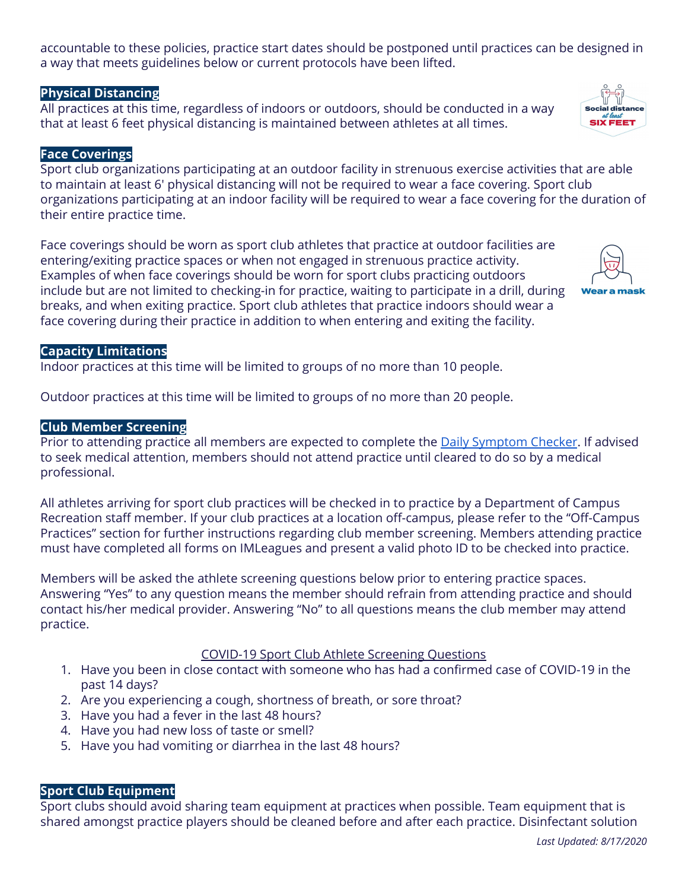accountable to these policies, practice start dates should be postponed until practices can be designed in a way that meets guidelines below or current protocols have been lifted.

## Physical Distancing

All practices at this time, regardless of indoors or outdoors, should be conducted in a way that at least 6 feet physical distancing is maintained between athletes at all times.

## Face Coverings

Sport club organizations participating at an outdoor facility in strenuous exercise activities that are able to maintain at least 6' physical distancing will not be required to wear a face covering. Sport club organizations participating at an indoor facility will be required to wear a face covering for the duration of their entire practice time.

Face coverings should be worn as sport club athletes that practice at outdoor facilities are entering/exiting practice spaces or when not engaged in strenuous practice activity. Examples of when face coverings should be worn for sport clubs practicing outdoors include but are not limited to checking-in for practice, waiting to participate in a drill, during breaks, and when exiting practice. Sport club athletes that practice indoors should wear a face covering during their practice in addition to when entering and exiting the facility.

## Capacity Limitations

Indoor practices at this time will be limited to groups of no more than 10 people.

Outdoor practices at this time will be limited to groups of no more than 20 people.

## Club Member Screening

Prior to attending practice all members are expected to complete the Daily Symptom Checker. If advised to seek medical attention, members should not attend practice until cleared to do so by a medical professional.

All athletes arriving for sport club practices will be checked in to practice by a Department of Campus Recreation staff member. If your club practices at a location off-campus, please refer to the "Off-Campus Practices" section for further instructions regarding club member screening. Members attending practice must have completed all forms on IMLeagues and present a valid photo ID to be checked into practice.

Members will be asked the athlete screening questions below prior to entering practice spaces. Answering "Yes" to any question means the member should refrain from attending practice and should contact his/her medical provider. Answering "No" to all questions means the club member may attend practice.

COVID-19 Sport Club Athlete Screening Questions

1. Have you been in close contact with someone who has had a confirmed case of COVID-19 in the past 14 days?
2. Are you experiencing a cough, shortness of breath, or sore throat?
3. Have you had a fever in the last 48 hours?
4. Have you had new loss of taste or smell?
5. Have you had vomiting or diarrhea in the last 48 hours?

## Sport Club Equipment

Sport clubs should avoid sharing team equipment at practices when possible. Team equipment that is shared amongst practice players should be cleaned before and after each practice. Disinfectant solution

*Last Updated: 8/17/2020*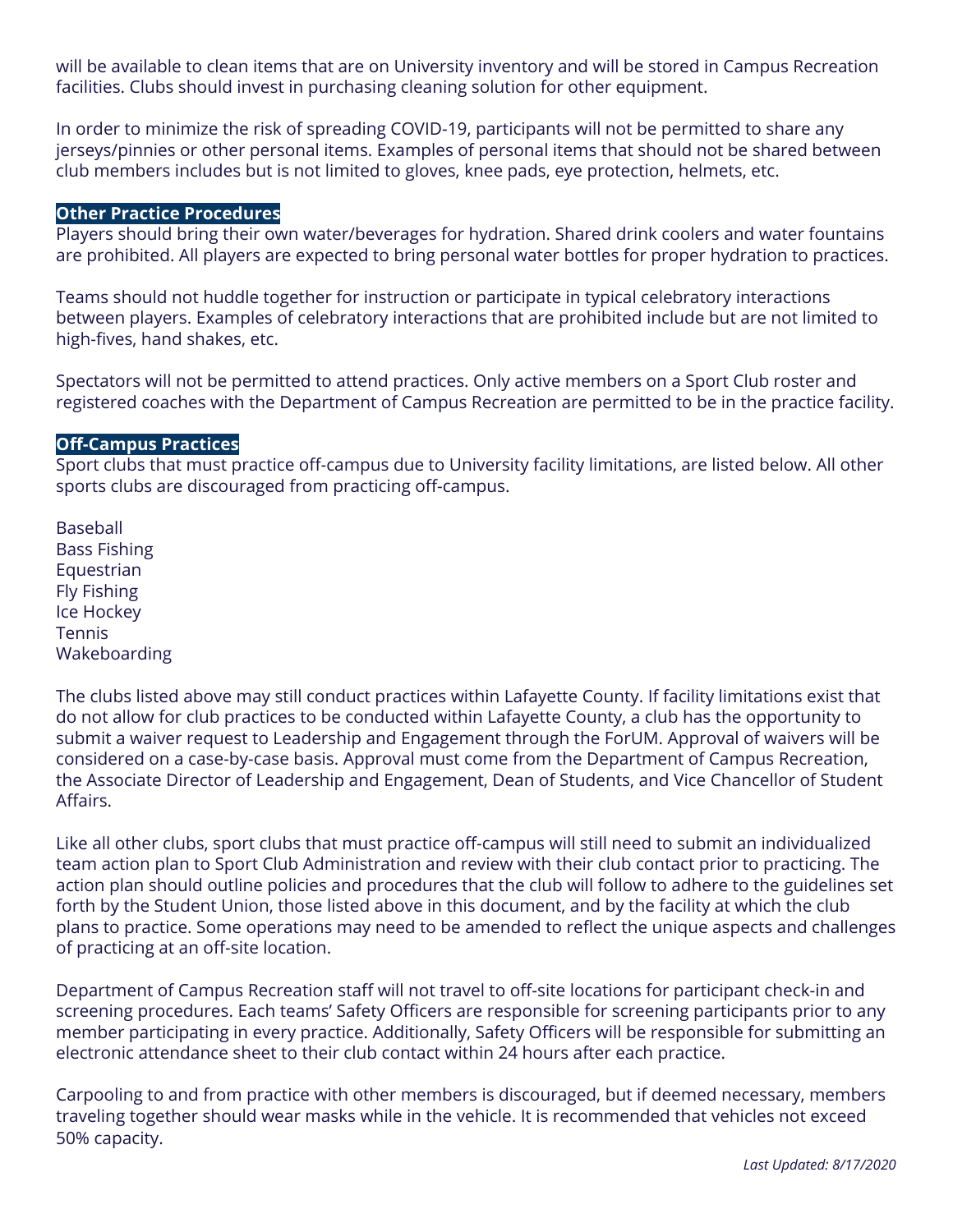will be available to clean items that are on University inventory and will be stored in Campus Recreation facilities. Clubs should invest in purchasing cleaning solution for other equipment.

In order to minimize the risk of spreading COVID-19, participants will not be permitted to share any jerseys/pinnies or other personal items. Examples of personal items that should not be shared between club members includes but is not limited to gloves, knee pads, eye protection, helmets, etc.

## Other Practice Procedures

Players should bring their own water/beverages for hydration. Shared drink coolers and water fountains are prohibited. All players are expected to bring personal water bottles for proper hydration to practices.

Teams should not huddle together for instruction or participate in typical celebratory interactions between players. Examples of celebratory interactions that are prohibited include but are not limited to high-fives, hand shakes, etc.

Spectators will not be permitted to attend practices. Only active members on a Sport Club roster and registered coaches with the Department of Campus Recreation are permitted to be in the practice facility.

## Off-Campus Practices

Sport clubs that must practice off-campus due to University facility limitations, are listed below. All other sports clubs are discouraged from practicing off-campus.

Baseball
Bass Fishing
Equestrian
Fly Fishing
Ice Hockey
Tennis
Wakeboarding

The clubs listed above may still conduct practices within Lafayette County. If facility limitations exist that do not allow for club practices to be conducted within Lafayette County, a club has the opportunity to submit a waiver request to Leadership and Engagement through the ForUM. Approval of waivers will be considered on a case-by-case basis. Approval must come from the Department of Campus Recreation, the Associate Director of Leadership and Engagement, Dean of Students, and Vice Chancellor of Student Affairs.

Like all other clubs, sport clubs that must practice off-campus will still need to submit an individualized team action plan to Sport Club Administration and review with their club contact prior to practicing. The action plan should outline policies and procedures that the club will follow to adhere to the guidelines set forth by the Student Union, those listed above in this document, and by the facility at which the club plans to practice. Some operations may need to be amended to reflect the unique aspects and challenges of practicing at an off-site location.

Department of Campus Recreation staff will not travel to off-site locations for participant check-in and screening procedures. Each teams' Safety Officers are responsible for screening participants prior to any member participating in every practice. Additionally, Safety Officers will be responsible for submitting an electronic attendance sheet to their club contact within 24 hours after each practice.

Carpooling to and from practice with other members is discouraged, but if deemed necessary, members traveling together should wear masks while in the vehicle. It is recommended that vehicles not exceed 50% capacity.

*Last Updated: 8/17/2020*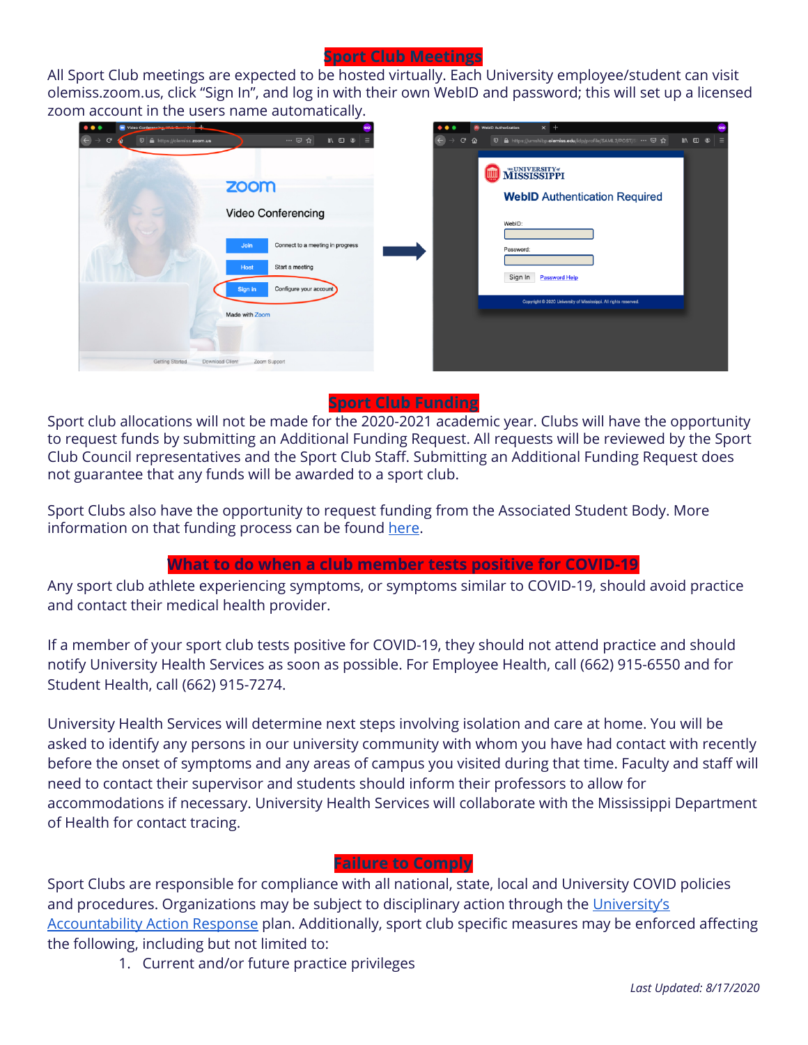## Sport Club Meetings

All Sport Club meetings are expected to be hosted virtually. Each University employee/student can visit olemiss.zoom.us, click "Sign In", and log in with their own WebID and password; this will set up a licensed zoom account in the users name automatically.

## Sport Club Funding

Sport club allocations will not be made for the 2020-2021 academic year. Clubs will have the opportunity to request funds by submitting an Additional Funding Request. All requests will be reviewed by the Sport Club Council representatives and the Sport Club Staff. Submitting an Additional Funding Request does not guarantee that any funds will be awarded to a sport club.

Sport Clubs also have the opportunity to request funding from the Associated Student Body. More information on that funding process can be found here.

## What to do when a club member tests positive for COVID-19

Any sport club athlete experiencing symptoms, or symptoms similar to COVID-19, should avoid practice and contact their medical health provider.

If a member of your sport club tests positive for COVID-19, they should not attend practice and should notify University Health Services as soon as possible. For Employee Health, call (662) 915-6550 and for Student Health, call (662) 915-7274.

University Health Services will determine next steps involving isolation and care at home. You will be asked to identify any persons in our university community with whom you have had contact with recently before the onset of symptoms and any areas of campus you visited during that time. Faculty and staff will need to contact their supervisor and students should inform their professors to allow for accommodations if necessary. University Health Services will collaborate with the Mississippi Department of Health for contact tracing.

## Failure to Comply

Sport Clubs are responsible for compliance with all national, state, local and University COVID policies and procedures. Organizations may be subject to disciplinary action through the University's Accountability Action Response plan. Additionally, sport club specific measures may be enforced affecting the following, including but not limited to:

1. Current and/or future practice privileges

*Last Updated: 8/17/2020*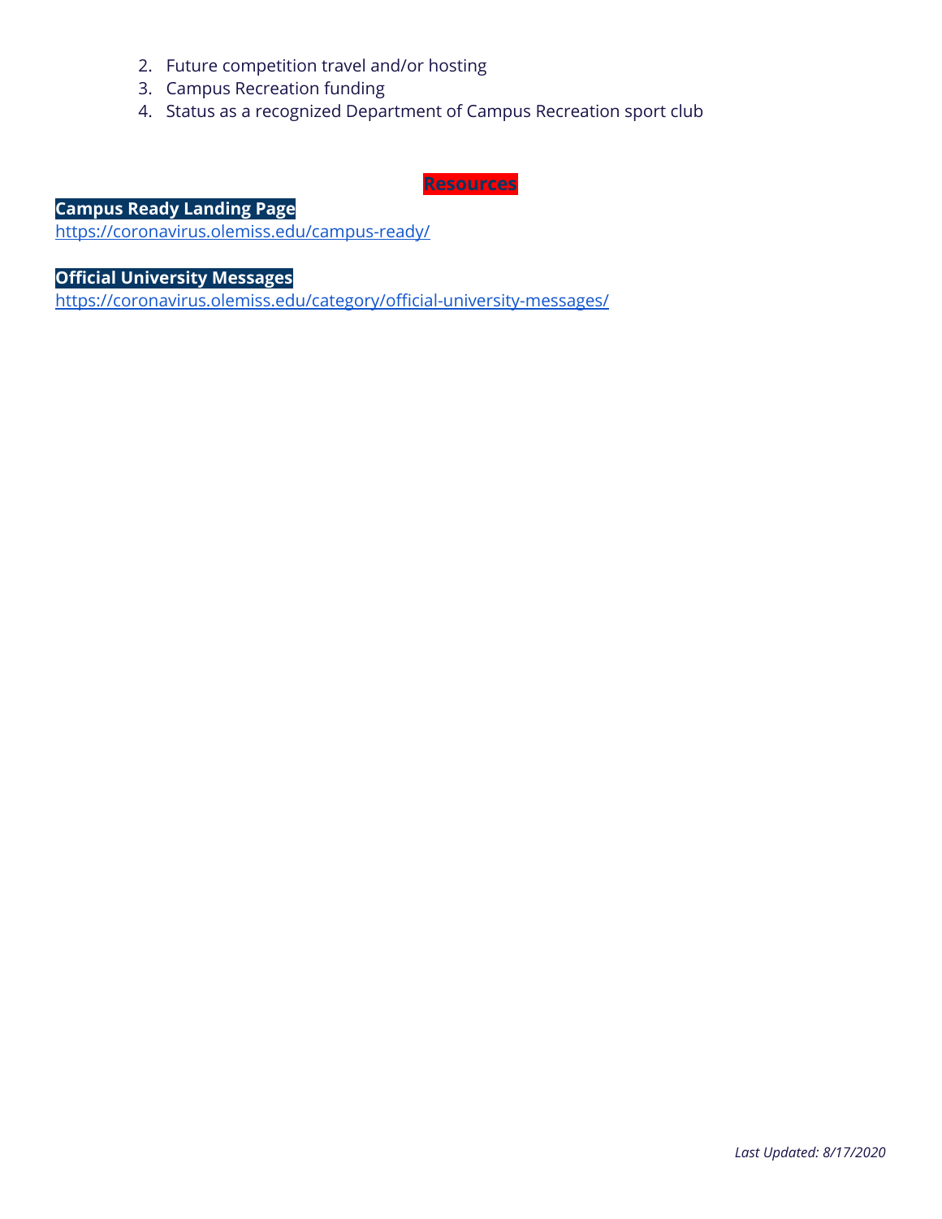2. Future competition travel and/or hosting
3. Campus Recreation funding
4. Status as a recognized Department of Campus Recreation sport club

## Resources

**Campus Ready Landing Page**
https://coronavirus.olemiss.edu/campus-ready/

**Official University Messages**
https://coronavirus.olemiss.edu/category/official-university-messages/

*Last Updated: 8/17/2020*